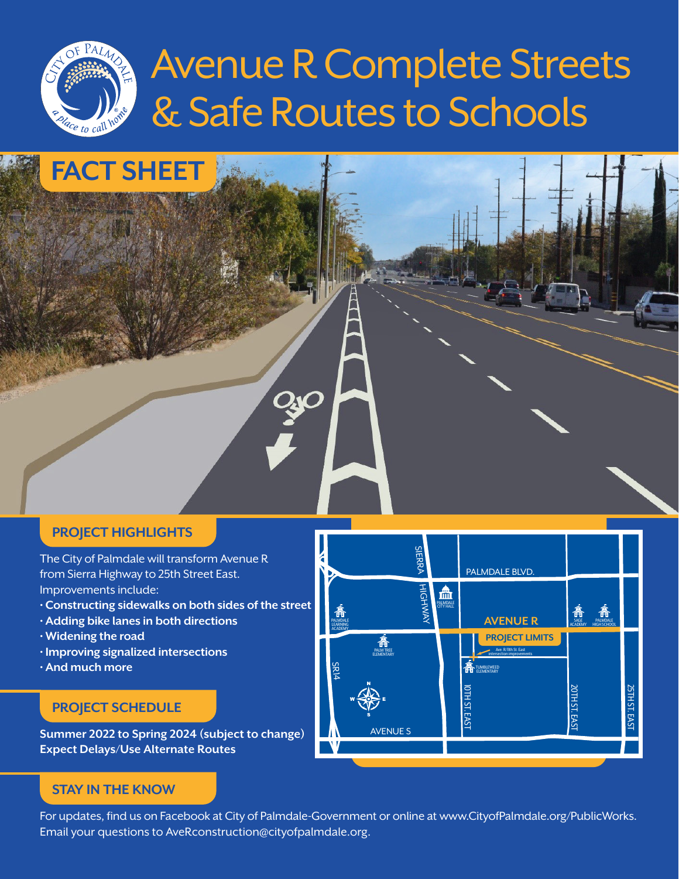# Avenue R Complete Streets & Safe Routes to Schools

## FACT SHEET

### PROJECT HIGHLIGHTS

The City of Palmdale will transform Avenue R from Sierra Highway to 25th Street East. Improvements include:

- **Constructing sidewalks on both sides of the street**
- **Adding bike lanes in both directions**
- **Widening the road**
- **Improving signalized intersections**
- **And much more**

### PROJECT SCHEDULE

**Summer 2022 to Spring 2024 (subject to change)**
**Expect Delays/Use Alternate Routes**

### STAY IN THE KNOW

For updates, find us on Facebook at City of Palmdale-Government or online at www.CityofPalmdale.org/PublicWorks. Email your questions to AveRconstruction@cityofpalmdale.org.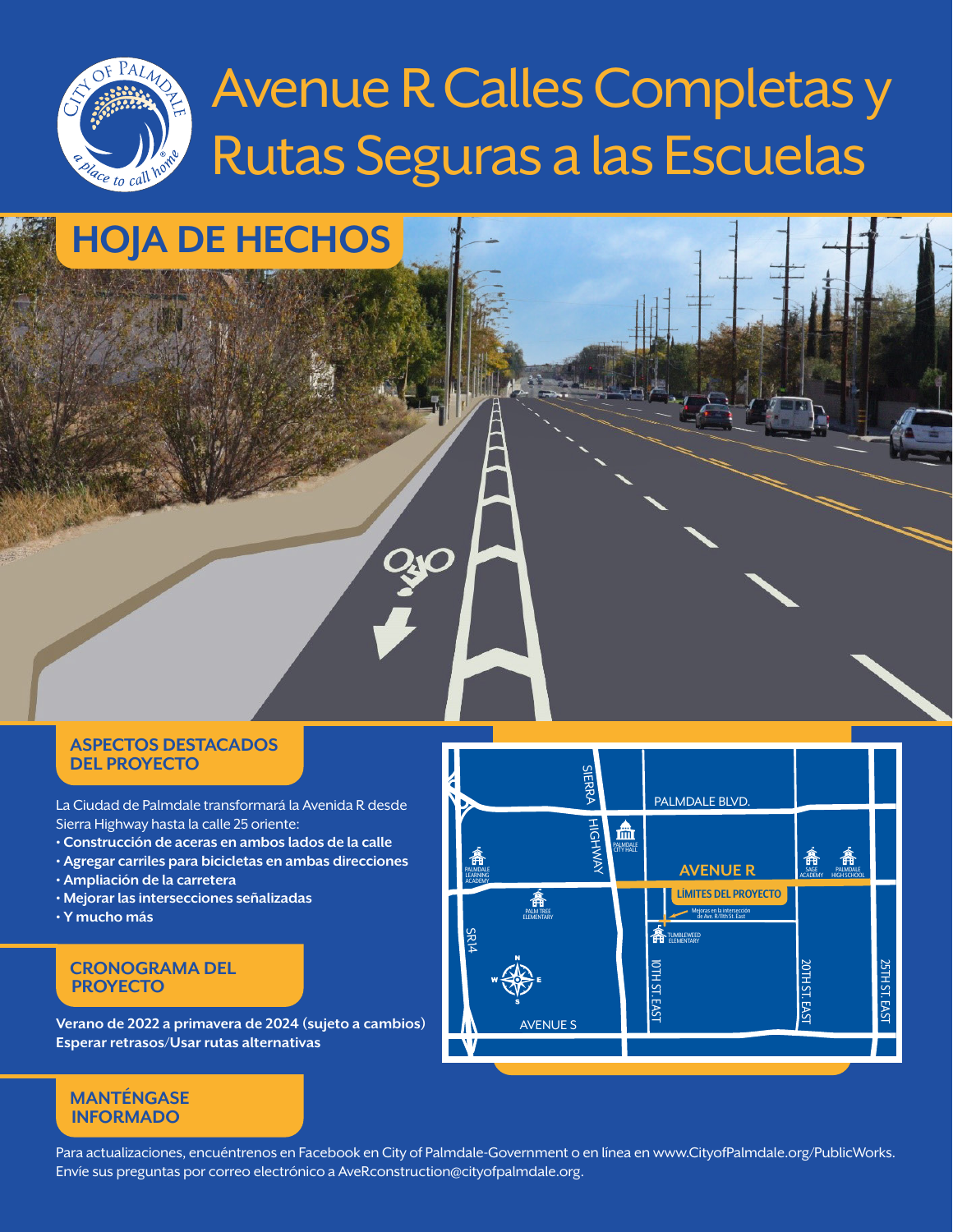# Avenue R Calles Completas y Rutas Seguras a las Escuelas

## HOJA DE HECHOS

### ASPECTOS DESTACADOS DEL PROYECTO

La Ciudad de Palmdale transformará la Avenida R desde Sierra Highway hasta la calle 25 oriente:

- **Construcción de aceras en ambos lados de la calle**
- **Agregar carriles para bicicletas en ambas direcciones**
- **Ampliación de la carretera**
- **Mejorar las intersecciones señalizadas**
- **Y mucho más**

SIERRA HIGHWAY
PALMDALE BLVD.
PALMDALE CITY HALL
PALMDALE LEARNING ACADEMY
AVENUE R
SAGE ACADEMY
PALMDALE HIGH SCHOOL
LÍMITES DEL PROYECTO
PALM TREE ELEMENTARY
Mejoras en la intersección de Ave. R/11th St. East
TUMBLEWEED ELEMENTARY
SR14
10TH ST. EAST
20TH ST. EAST
25TH ST. EAST
AVENUE S

### CRONOGRAMA DEL PROYECTO

**Verano de 2022 a primavera de 2024 (sujeto a cambios)**
**Esperar retrasos/Usar rutas alternativas**

### MANTÉNGASE INFORMADO

Para actualizaciones, encuéntrenos en Facebook en City of Palmdale-Government o en línea en www.CityofPalmdale.org/PublicWorks. Envíe sus preguntas por correo electrónico a AveRconstruction@cityofpalmdale.org.